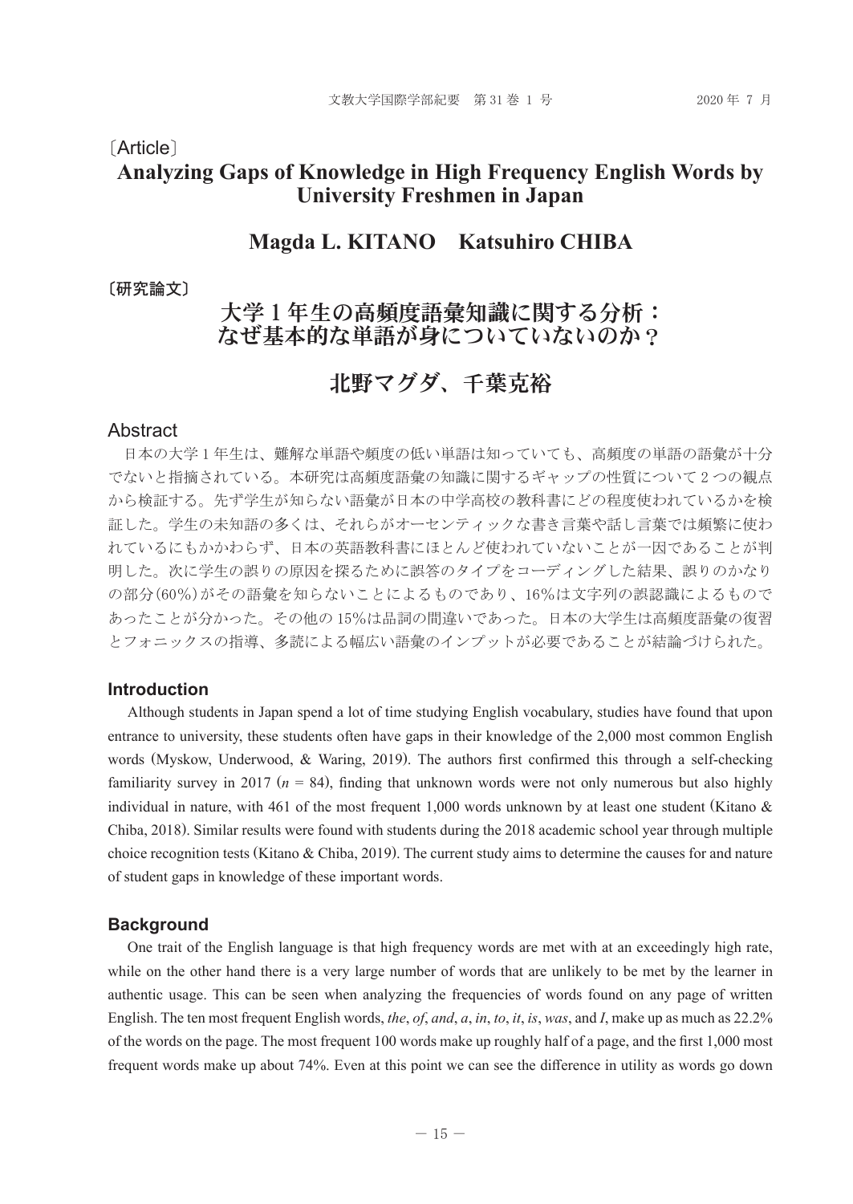〔Article〕

# Analyzing Gaps of Knowledge in High Frequency English Words by University Freshmen in Japan

## Magda L. KITANO　Katsuhiro CHIBA

〔研究論文〕

# 大学 1 年生の高頻度語彙知識に関する分析：なぜ基本的な単語が身についていないのか？

## 北野マグダ、千葉克裕

## Abstract

日本の大学 1 年生は、難解な単語や頻度の低い単語は知っていても、高頻度の単語の語彙が十分でないと指摘されている。本研究は高頻度語彙の知識に関するギャップの性質について 2 つの観点から検証する。先ず学生が知らない語彙が日本の中学高校の教科書にどの程度使われているかを検証した。学生の未知語の多くは、それらがオーセンティックな書き言葉や話し言葉では頻繁に使われているにもかかわらず、日本の英語教科書にほとんど使われていないことが一因であることが判明した。次に学生の誤りの原因を探るために誤答のタイプをコーディングした結果、誤りのかなりの部分(60%)がその語彙を知らないことによるものであり、16%は文字列の誤認識によるものであったことが分かった。その他の 15%は品詞の間違いであった。日本の大学生は高頻度語彙の復習とフォニックスの指導、多読による幅広い語彙のインプットが必要であることが結論づけられた。

### Introduction

Although students in Japan spend a lot of time studying English vocabulary, studies have found that upon entrance to university, these students often have gaps in their knowledge of the 2,000 most common English words (Myskow, Underwood, & Waring, 2019). The authors first confirmed this through a self-checking familiarity survey in 2017 ($n = 84$), finding that unknown words were not only numerous but also highly individual in nature, with 461 of the most frequent 1,000 words unknown by at least one student (Kitano & Chiba, 2018). Similar results were found with students during the 2018 academic school year through multiple choice recognition tests (Kitano & Chiba, 2019). The current study aims to determine the causes for and nature of student gaps in knowledge of these important words.

### Background

One trait of the English language is that high frequency words are met with at an exceedingly high rate, while on the other hand there is a very large number of words that are unlikely to be met by the learner in authentic usage. This can be seen when analyzing the frequencies of words found on any page of written English. The ten most frequent English words, *the*, *of*, *and*, *a*, *in*, *to*, *it*, *is*, *was*, and *I*, make up as much as 22.2% of the words on the page. The most frequent 100 words make up roughly half of a page, and the first 1,000 most frequent words make up about 74%. Even at this point we can see the difference in utility as words go down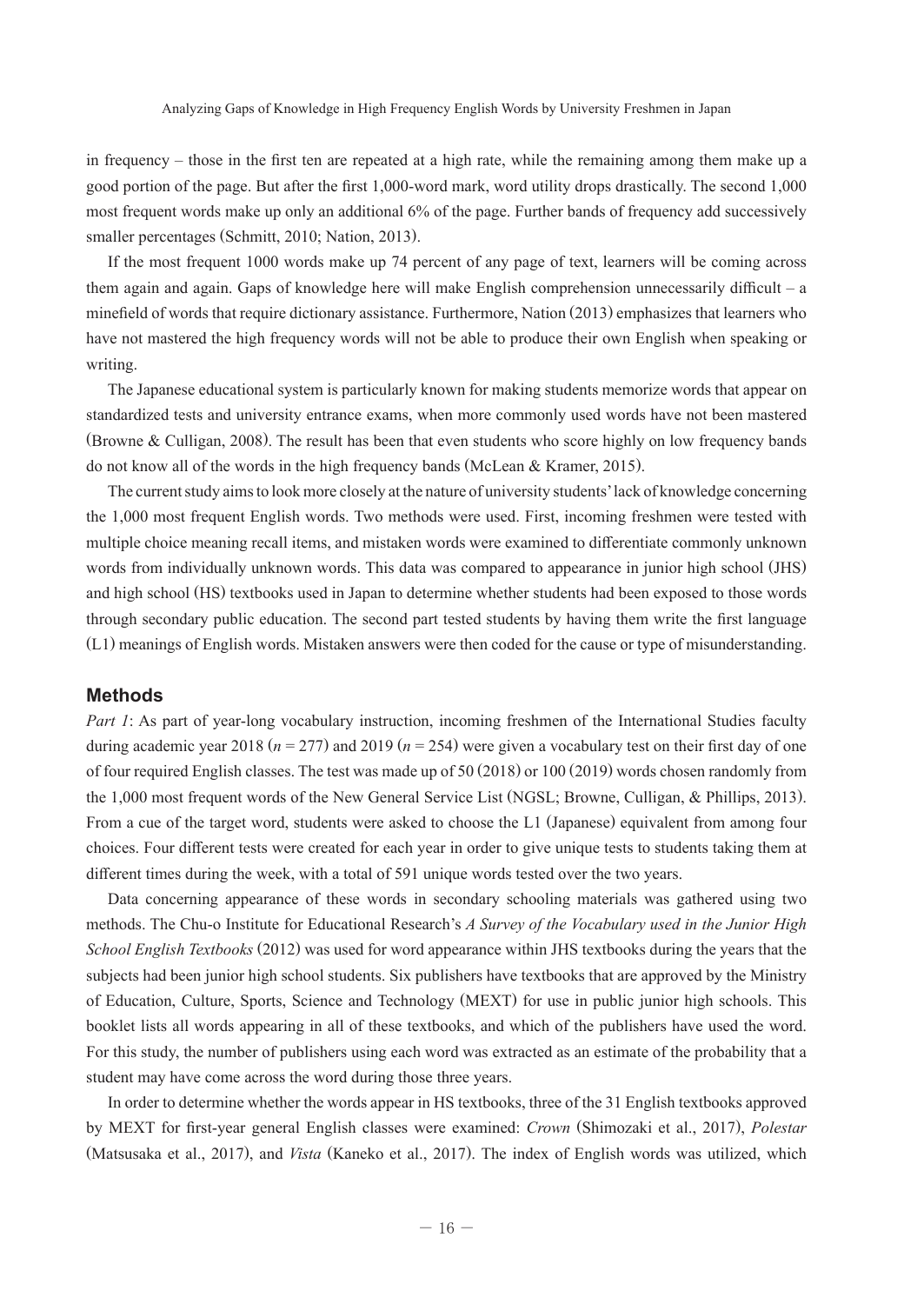in frequency – those in the first ten are repeated at a high rate, while the remaining among them make up a good portion of the page. But after the first 1,000-word mark, word utility drops drastically. The second 1,000 most frequent words make up only an additional 6% of the page. Further bands of frequency add successively smaller percentages (Schmitt, 2010; Nation, 2013).

If the most frequent 1000 words make up 74 percent of any page of text, learners will be coming across them again and again. Gaps of knowledge here will make English comprehension unnecessarily difficult – a minefield of words that require dictionary assistance. Furthermore, Nation (2013) emphasizes that learners who have not mastered the high frequency words will not be able to produce their own English when speaking or writing.

The Japanese educational system is particularly known for making students memorize words that appear on standardized tests and university entrance exams, when more commonly used words have not been mastered (Browne & Culligan, 2008). The result has been that even students who score highly on low frequency bands do not know all of the words in the high frequency bands (McLean & Kramer, 2015).

The current study aims to look more closely at the nature of university students' lack of knowledge concerning the 1,000 most frequent English words. Two methods were used. First, incoming freshmen were tested with multiple choice meaning recall items, and mistaken words were examined to differentiate commonly unknown words from individually unknown words. This data was compared to appearance in junior high school (JHS) and high school (HS) textbooks used in Japan to determine whether students had been exposed to those words through secondary public education. The second part tested students by having them write the first language (L1) meanings of English words. Mistaken answers were then coded for the cause or type of misunderstanding.

## Methods

*Part 1*: As part of year-long vocabulary instruction, incoming freshmen of the International Studies faculty during academic year 2018 ($n = 277$) and 2019 ($n = 254$) were given a vocabulary test on their first day of one of four required English classes. The test was made up of 50 (2018) or 100 (2019) words chosen randomly from the 1,000 most frequent words of the New General Service List (NGSL; Browne, Culligan, & Phillips, 2013). From a cue of the target word, students were asked to choose the L1 (Japanese) equivalent from among four choices. Four different tests were created for each year in order to give unique tests to students taking them at different times during the week, with a total of 591 unique words tested over the two years.

Data concerning appearance of these words in secondary schooling materials was gathered using two methods. The Chu-o Institute for Educational Research's *A Survey of the Vocabulary used in the Junior High School English Textbooks* (2012) was used for word appearance within JHS textbooks during the years that the subjects had been junior high school students. Six publishers have textbooks that are approved by the Ministry of Education, Culture, Sports, Science and Technology (MEXT) for use in public junior high schools. This booklet lists all words appearing in all of these textbooks, and which of the publishers have used the word. For this study, the number of publishers using each word was extracted as an estimate of the probability that a student may have come across the word during those three years.

In order to determine whether the words appear in HS textbooks, three of the 31 English textbooks approved by MEXT for first-year general English classes were examined: *Crown* (Shimozaki et al., 2017), *Polestar* (Matsusaka et al., 2017), and *Vista* (Kaneko et al., 2017). The index of English words was utilized, which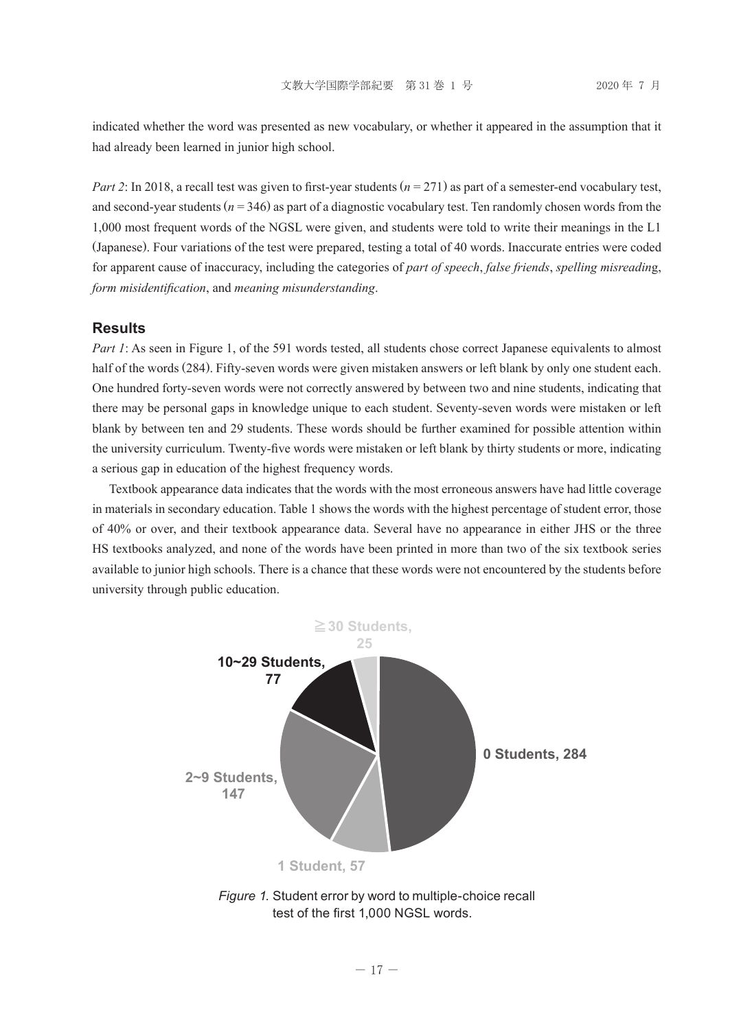indicated whether the word was presented as new vocabulary, or whether it appeared in the assumption that it had already been learned in junior high school.

*Part 2*: In 2018, a recall test was given to first-year students (*n* = 271) as part of a semester-end vocabulary test, and second-year students (*n* = 346) as part of a diagnostic vocabulary test. Ten randomly chosen words from the 1,000 most frequent words of the NGSL were given, and students were told to write their meanings in the L1 (Japanese). Four variations of the test were prepared, testing a total of 40 words. Inaccurate entries were coded for apparent cause of inaccuracy, including the categories of *part of speech*, *false friends*, *spelling misreading*, *form misidentification*, and *meaning misunderstanding*.

## Results

*Part 1*: As seen in Figure 1, of the 591 words tested, all students chose correct Japanese equivalents to almost half of the words (284). Fifty-seven words were given mistaken answers or left blank by only one student each. One hundred forty-seven words were not correctly answered by between two and nine students, indicating that there may be personal gaps in knowledge unique to each student. Seventy-seven words were mistaken or left blank by between ten and 29 students. These words should be further examined for possible attention within the university curriculum. Twenty-five words were mistaken or left blank by thirty students or more, indicating a serious gap in education of the highest frequency words.

Textbook appearance data indicates that the words with the most erroneous answers have had little coverage in materials in secondary education. Table 1 shows the words with the highest percentage of student error, those of 40% or over, and their textbook appearance data. Several have no appearance in either JHS or the three HS textbooks analyzed, and none of the words have been printed in more than two of the six textbook series available to junior high schools. There is a chance that these words were not encountered by the students before university through public education.

≧30 Students, 25

10~29 Students, 77

0 Students, 284

2~9 Students, 147

1 Student, 57

*Figure 1.* Student error by word to multiple-choice recall test of the first 1,000 NGSL words.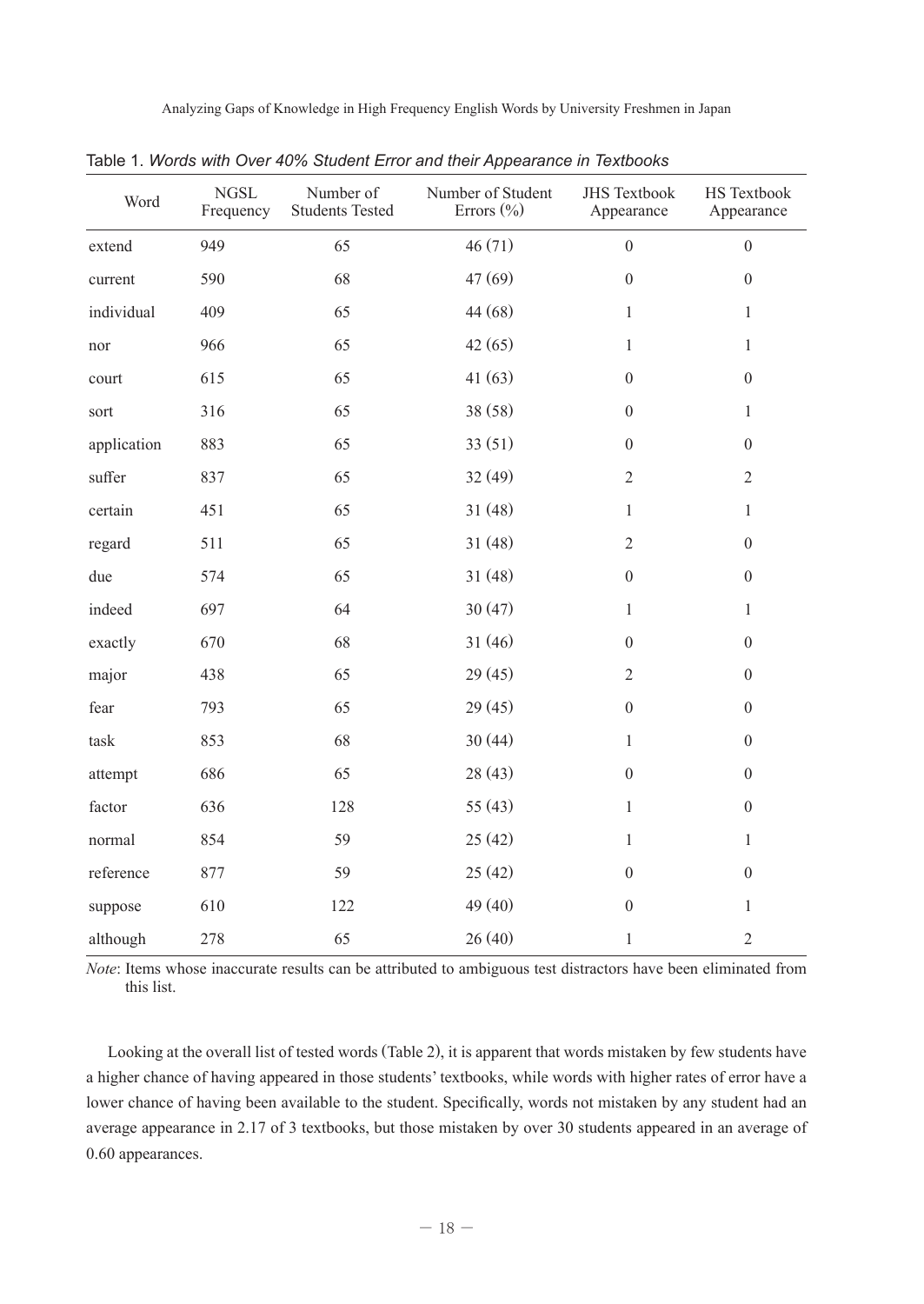Table 1. *Words with Over 40% Student Error and their Appearance in Textbooks*

| Word | NGSL Frequency | Number of Students Tested | Number of Student Errors (%) | JHS Textbook Appearance | HS Textbook Appearance |
|---|---|---|---|---|---|
| extend | 949 | 65 | 46 (71) | 0 | 0 |
| current | 590 | 68 | 47 (69) | 0 | 0 |
| individual | 409 | 65 | 44 (68) | 1 | 1 |
| nor | 966 | 65 | 42 (65) | 1 | 1 |
| court | 615 | 65 | 41 (63) | 0 | 0 |
| sort | 316 | 65 | 38 (58) | 0 | 1 |
| application | 883 | 65 | 33 (51) | 0 | 0 |
| suffer | 837 | 65 | 32 (49) | 2 | 2 |
| certain | 451 | 65 | 31 (48) | 1 | 1 |
| regard | 511 | 65 | 31 (48) | 2 | 0 |
| due | 574 | 65 | 31 (48) | 0 | 0 |
| indeed | 697 | 64 | 30 (47) | 1 | 1 |
| exactly | 670 | 68 | 31 (46) | 0 | 0 |
| major | 438 | 65 | 29 (45) | 2 | 0 |
| fear | 793 | 65 | 29 (45) | 0 | 0 |
| task | 853 | 68 | 30 (44) | 1 | 0 |
| attempt | 686 | 65 | 28 (43) | 0 | 0 |
| factor | 636 | 128 | 55 (43) | 1 | 0 |
| normal | 854 | 59 | 25 (42) | 1 | 1 |
| reference | 877 | 59 | 25 (42) | 0 | 0 |
| suppose | 610 | 122 | 49 (40) | 0 | 1 |
| although | 278 | 65 | 26 (40) | 1 | 2 |

*Note*: Items whose inaccurate results can be attributed to ambiguous test distractors have been eliminated from this list.

Looking at the overall list of tested words (Table 2), it is apparent that words mistaken by few students have a higher chance of having appeared in those students' textbooks, while words with higher rates of error have a lower chance of having been available to the student. Specifically, words not mistaken by any student had an average appearance in 2.17 of 3 textbooks, but those mistaken by over 30 students appeared in an average of 0.60 appearances.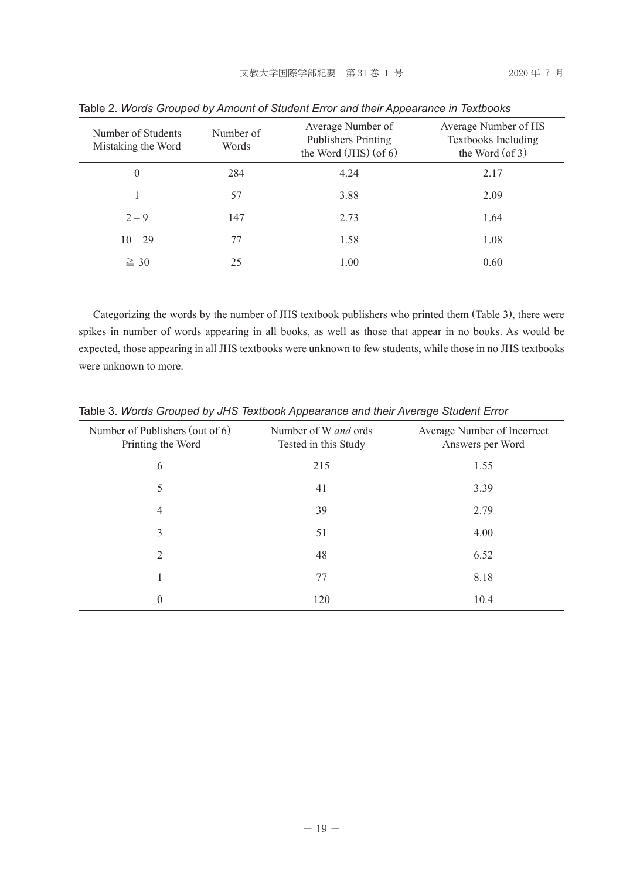Table 2. *Words Grouped by Amount of Student Error and their Appearance in Textbooks*

| Number of Students Mistaking the Word | Number of Words | Average Number of Publishers Printing the Word (JHS) (of 6) | Average Number of HS Textbooks Including the Word (of 3) |
|---|---|---|---|
| 0 | 284 | 4.24 | 2.17 |
| 1 | 57 | 3.88 | 2.09 |
| 2 – 9 | 147 | 2.73 | 1.64 |
| 10 – 29 | 77 | 1.58 | 1.08 |
| ≧ 30 | 25 | 1.00 | 0.60 |

Categorizing the words by the number of JHS textbook publishers who printed them (Table 3), there were spikes in number of words appearing in all books, as well as those that appear in no books. As would be expected, those appearing in all JHS textbooks were unknown to few students, while those in no JHS textbooks were unknown to more.

Table 3. *Words Grouped by JHS Textbook Appearance and their Average Student Error*

| Number of Publishers (out of 6) Printing the Word | Number of W *and* ords Tested in this Study | Average Number of Incorrect Answers per Word |
|---|---|---|
| 6 | 215 | 1.55 |
| 5 | 41 | 3.39 |
| 4 | 39 | 2.79 |
| 3 | 51 | 4.00 |
| 2 | 48 | 6.52 |
| 1 | 77 | 8.18 |
| 0 | 120 | 10.4 |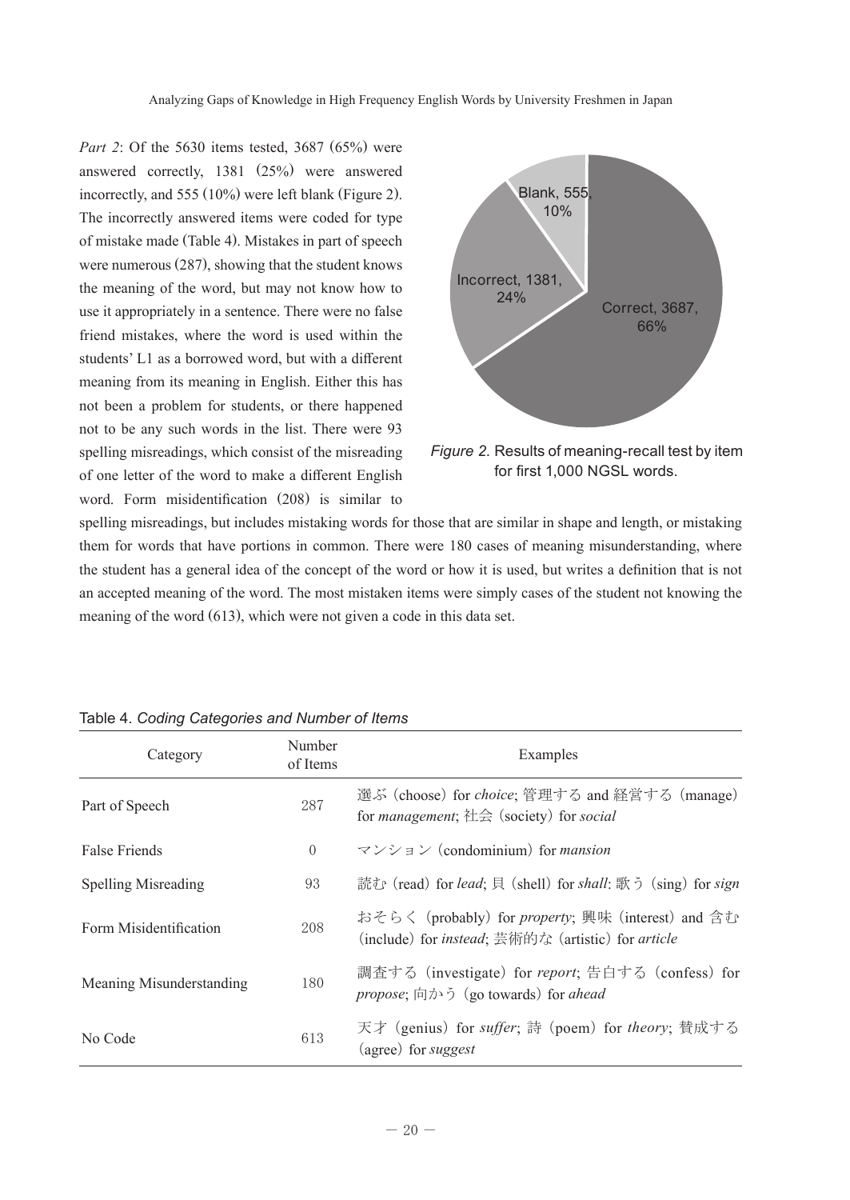*Part 2*: Of the 5630 items tested, 3687 (65%) were answered correctly, 1381 (25%) were answered incorrectly, and 555 (10%) were left blank (Figure 2). The incorrectly answered items were coded for type of mistake made (Table 4). Mistakes in part of speech were numerous (287), showing that the student knows the meaning of the word, but may not know how to use it appropriately in a sentence. There were no false friend mistakes, where the word is used within the students' L1 as a borrowed word, but with a different meaning from its meaning in English. Either this has not been a problem for students, or there happened not to be any such words in the list. There were 93 spelling misreadings, which consist of the misreading of one letter of the word to make a different English word. Form misidentification (208) is similar to spelling misreadings, but includes mistaking words for those that are similar in shape and length, or mistaking them for words that have portions in common. There were 180 cases of meaning misunderstanding, where the student has a general idea of the concept of the word or how it is used, but writes a definition that is not an accepted meaning of the word. The most mistaken items were simply cases of the student not knowing the meaning of the word (613), which were not given a code in this data set.

Blank, 555, 10%
Incorrect, 1381, 24%
Correct, 3687, 66%

*Figure 2.* Results of meaning-recall test by item for first 1,000 NGSL words.

Table 4. *Coding Categories and Number of Items*

| Category | Number of Items | Examples |
|---|---|---|
| Part of Speech | 287 | 選ぶ (choose) for *choice*; 管理する and 経営する (manage) for *management*; 社会 (society) for *social* |
| False Friends | 0 | マンション (condominium) for *mansion* |
| Spelling Misreading | 93 | 読む (read) for *lead*; 貝 (shell) for *shall*: 歌う (sing) for *sign* |
| Form Misidentification | 208 | おそらく (probably) for *property*; 興味 (interest) and 含む (include) for *instead*; 芸術的な (artistic) for *article* |
| Meaning Misunderstanding | 180 | 調査する (investigate) for *report*; 告白する (confess) for *propose*; 向かう (go towards) for *ahead* |
| No Code | 613 | 天才 (genius) for *suffer*; 詩 (poem) for *theory*; 賛成する (agree) for *suggest* |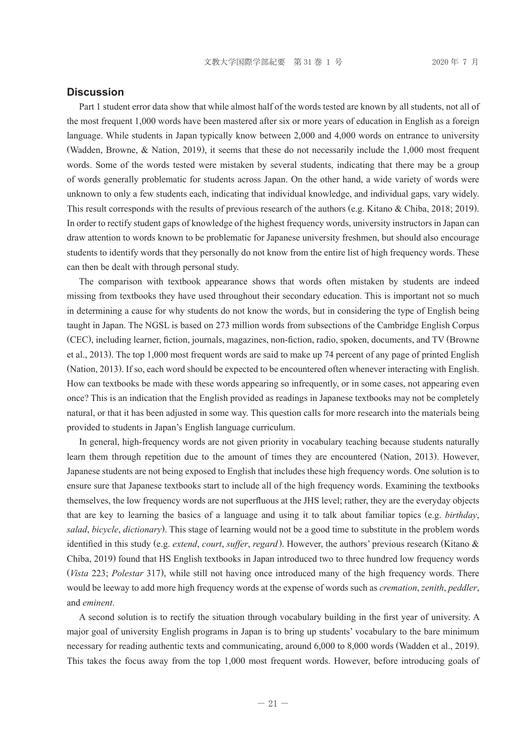## Discussion

Part 1 student error data show that while almost half of the words tested are known by all students, not all of the most frequent 1,000 words have been mastered after six or more years of education in English as a foreign language. While students in Japan typically know between 2,000 and 4,000 words on entrance to university (Wadden, Browne, & Nation, 2019), it seems that these do not necessarily include the 1,000 most frequent words. Some of the words tested were mistaken by several students, indicating that there may be a group of words generally problematic for students across Japan. On the other hand, a wide variety of words were unknown to only a few students each, indicating that individual knowledge, and individual gaps, vary widely. This result corresponds with the results of previous research of the authors (e.g. Kitano & Chiba, 2018; 2019). In order to rectify student gaps of knowledge of the highest frequency words, university instructors in Japan can draw attention to words known to be problematic for Japanese university freshmen, but should also encourage students to identify words that they personally do not know from the entire list of high frequency words. These can then be dealt with through personal study.

The comparison with textbook appearance shows that words often mistaken by students are indeed missing from textbooks they have used throughout their secondary education. This is important not so much in determining a cause for why students do not know the words, but in considering the type of English being taught in Japan. The NGSL is based on 273 million words from subsections of the Cambridge English Corpus (CEC), including learner, fiction, journals, magazines, non-fiction, radio, spoken, documents, and TV (Browne et al., 2013). The top 1,000 most frequent words are said to make up 74 percent of any page of printed English (Nation, 2013). If so, each word should be expected to be encountered often whenever interacting with English. How can textbooks be made with these words appearing so infrequently, or in some cases, not appearing even once? This is an indication that the English provided as readings in Japanese textbooks may not be completely natural, or that it has been adjusted in some way. This question calls for more research into the materials being provided to students in Japan's English language curriculum.

In general, high-frequency words are not given priority in vocabulary teaching because students naturally learn them through repetition due to the amount of times they are encountered (Nation, 2013). However, Japanese students are not being exposed to English that includes these high frequency words. One solution is to ensure sure that Japanese textbooks start to include all of the high frequency words. Examining the textbooks themselves, the low frequency words are not superfluous at the JHS level; rather, they are the everyday objects that are key to learning the basics of a language and using it to talk about familiar topics (e.g. *birthday*, *salad*, *bicycle*, *dictionary*). This stage of learning would not be a good time to substitute in the problem words identified in this study (e.g. *extend*, *court*, *suffer*, *regard*). However, the authors' previous research (Kitano & Chiba, 2019) found that HS English textbooks in Japan introduced two to three hundred low frequency words (*Vista* 223; *Polestar* 317), while still not having once introduced many of the high frequency words. There would be leeway to add more high frequency words at the expense of words such as *cremation*, *zenith*, *peddler*, and *eminent*.

A second solution is to rectify the situation through vocabulary building in the first year of university. A major goal of university English programs in Japan is to bring up students' vocabulary to the bare minimum necessary for reading authentic texts and communicating, around 6,000 to 8,000 words (Wadden et al., 2019). This takes the focus away from the top 1,000 most frequent words. However, before introducing goals of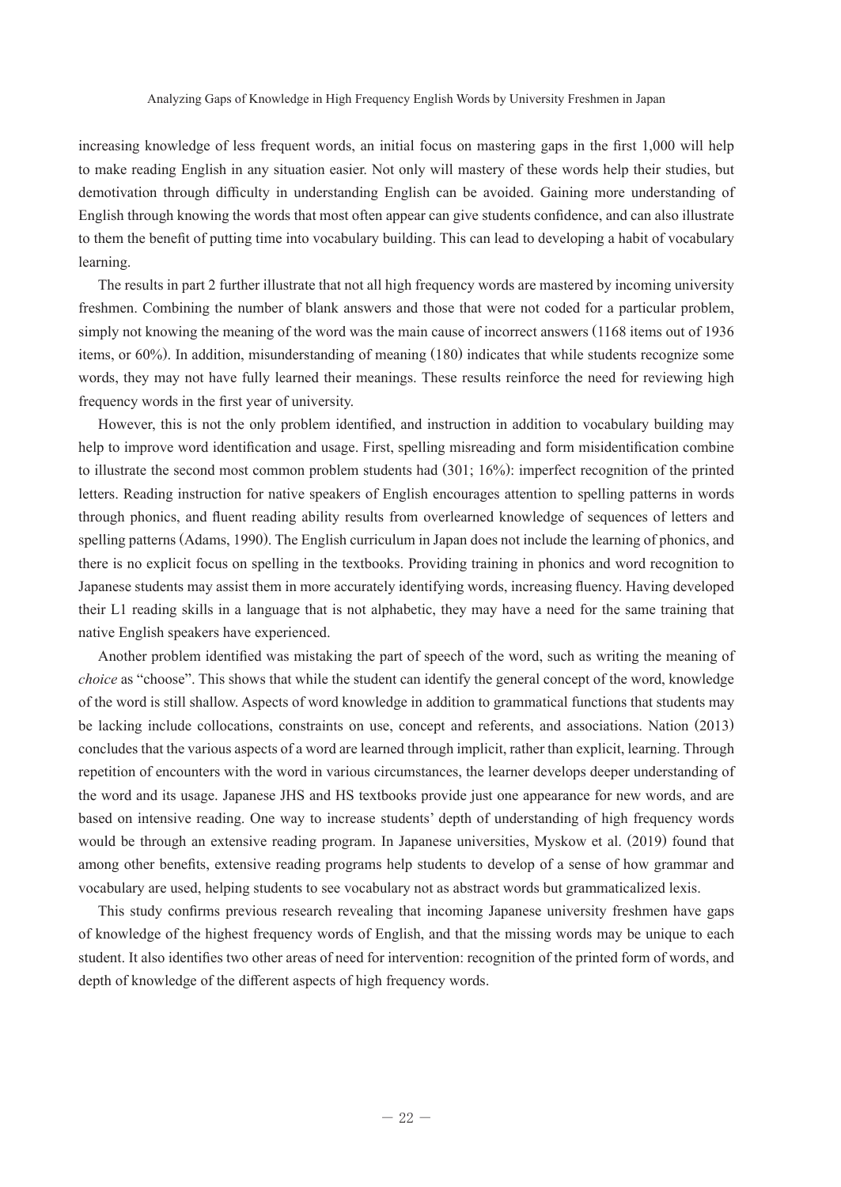increasing knowledge of less frequent words, an initial focus on mastering gaps in the first 1,000 will help to make reading English in any situation easier. Not only will mastery of these words help their studies, but demotivation through difficulty in understanding English can be avoided. Gaining more understanding of English through knowing the words that most often appear can give students confidence, and can also illustrate to them the benefit of putting time into vocabulary building. This can lead to developing a habit of vocabulary learning.

The results in part 2 further illustrate that not all high frequency words are mastered by incoming university freshmen. Combining the number of blank answers and those that were not coded for a particular problem, simply not knowing the meaning of the word was the main cause of incorrect answers (1168 items out of 1936 items, or 60%). In addition, misunderstanding of meaning (180) indicates that while students recognize some words, they may not have fully learned their meanings. These results reinforce the need for reviewing high frequency words in the first year of university.

However, this is not the only problem identified, and instruction in addition to vocabulary building may help to improve word identification and usage. First, spelling misreading and form misidentification combine to illustrate the second most common problem students had (301; 16%): imperfect recognition of the printed letters. Reading instruction for native speakers of English encourages attention to spelling patterns in words through phonics, and fluent reading ability results from overlearned knowledge of sequences of letters and spelling patterns (Adams, 1990). The English curriculum in Japan does not include the learning of phonics, and there is no explicit focus on spelling in the textbooks. Providing training in phonics and word recognition to Japanese students may assist them in more accurately identifying words, increasing fluency. Having developed their L1 reading skills in a language that is not alphabetic, they may have a need for the same training that native English speakers have experienced.

Another problem identified was mistaking the part of speech of the word, such as writing the meaning of *choice* as "choose". This shows that while the student can identify the general concept of the word, knowledge of the word is still shallow. Aspects of word knowledge in addition to grammatical functions that students may be lacking include collocations, constraints on use, concept and referents, and associations. Nation (2013) concludes that the various aspects of a word are learned through implicit, rather than explicit, learning. Through repetition of encounters with the word in various circumstances, the learner develops deeper understanding of the word and its usage. Japanese JHS and HS textbooks provide just one appearance for new words, and are based on intensive reading. One way to increase students' depth of understanding of high frequency words would be through an extensive reading program. In Japanese universities, Myskow et al. (2019) found that among other benefits, extensive reading programs help students to develop of a sense of how grammar and vocabulary are used, helping students to see vocabulary not as abstract words but grammaticalized lexis.

This study confirms previous research revealing that incoming Japanese university freshmen have gaps of knowledge of the highest frequency words of English, and that the missing words may be unique to each student. It also identifies two other areas of need for intervention: recognition of the printed form of words, and depth of knowledge of the different aspects of high frequency words.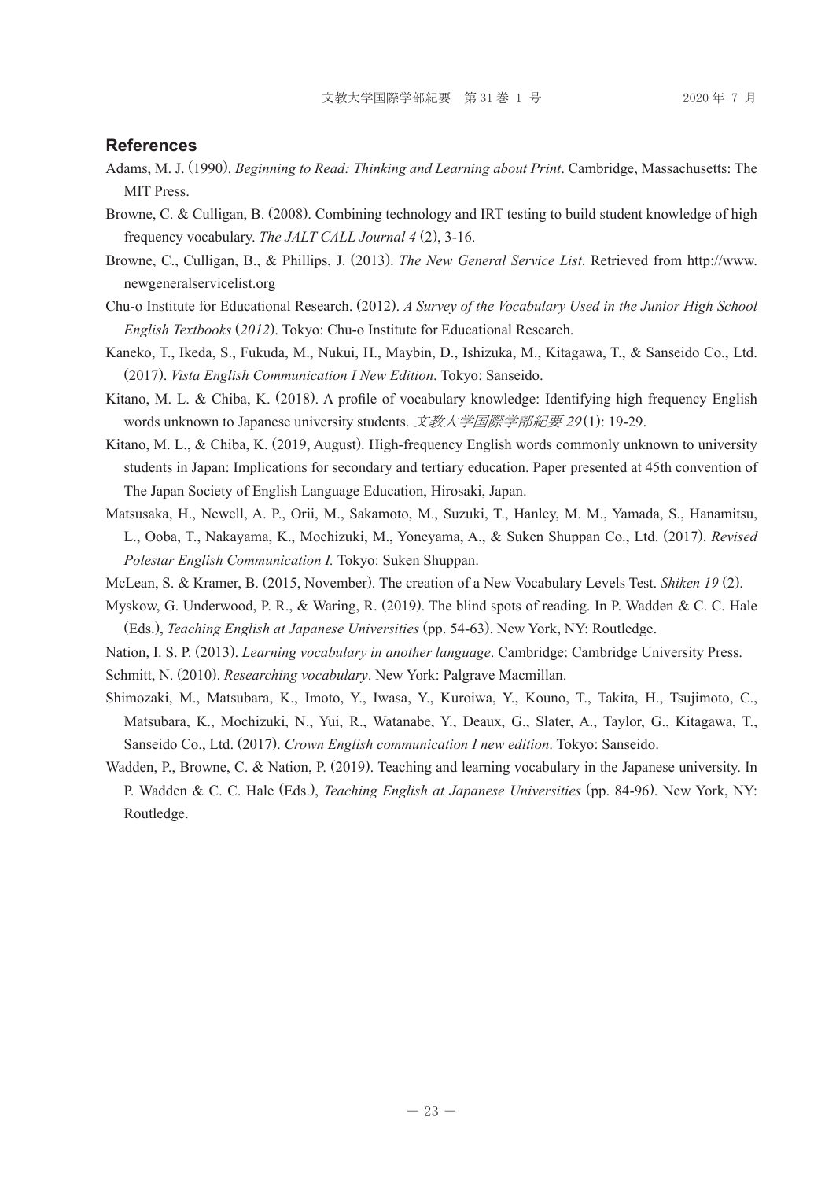## References

Adams, M. J. (1990). *Beginning to Read: Thinking and Learning about Print*. Cambridge, Massachusetts: The MIT Press.

Browne, C. & Culligan, B. (2008). Combining technology and IRT testing to build student knowledge of high frequency vocabulary. *The JALT CALL Journal 4* (2), 3-16.

Browne, C., Culligan, B., & Phillips, J. (2013). *The New General Service List*. Retrieved from http://www.newgeneralservicelist.org

Chu-o Institute for Educational Research. (2012). *A Survey of the Vocabulary Used in the Junior High School English Textbooks* (*2012*). Tokyo: Chu-o Institute for Educational Research.

Kaneko, T., Ikeda, S., Fukuda, M., Nukui, H., Maybin, D., Ishizuka, M., Kitagawa, T., & Sanseido Co., Ltd. (2017). *Vista English Communication I New Edition*. Tokyo: Sanseido.

Kitano, M. L. & Chiba, K. (2018). A profile of vocabulary knowledge: Identifying high frequency English words unknown to Japanese university students. *文教大学国際学部紀要 29* (1): 19-29.

Kitano, M. L., & Chiba, K. (2019, August). High-frequency English words commonly unknown to university students in Japan: Implications for secondary and tertiary education. Paper presented at 45th convention of The Japan Society of English Language Education, Hirosaki, Japan.

Matsusaka, H., Newell, A. P., Orii, M., Sakamoto, M., Suzuki, T., Hanley, M. M., Yamada, S., Hanamitsu, L., Ooba, T., Nakayama, K., Mochizuki, M., Yoneyama, A., & Suken Shuppan Co., Ltd. (2017). *Revised Polestar English Communication I.* Tokyo: Suken Shuppan.

McLean, S. & Kramer, B. (2015, November). The creation of a New Vocabulary Levels Test. *Shiken 19* (2).

Myskow, G. Underwood, P. R., & Waring, R. (2019). The blind spots of reading. In P. Wadden & C. C. Hale (Eds.), *Teaching English at Japanese Universities* (pp. 54-63). New York, NY: Routledge.

Nation, I. S. P. (2013). *Learning vocabulary in another language*. Cambridge: Cambridge University Press.

Schmitt, N. (2010). *Researching vocabulary*. New York: Palgrave Macmillan.

Shimozaki, M., Matsubara, K., Imoto, Y., Iwasa, Y., Kuroiwa, Y., Kouno, T., Takita, H., Tsujimoto, C., Matsubara, K., Mochizuki, N., Yui, R., Watanabe, Y., Deaux, G., Slater, A., Taylor, G., Kitagawa, T., Sanseido Co., Ltd. (2017). *Crown English communication I new edition*. Tokyo: Sanseido.

Wadden, P., Browne, C. & Nation, P. (2019). Teaching and learning vocabulary in the Japanese university. In P. Wadden & C. C. Hale (Eds.), *Teaching English at Japanese Universities* (pp. 84-96). New York, NY: Routledge.